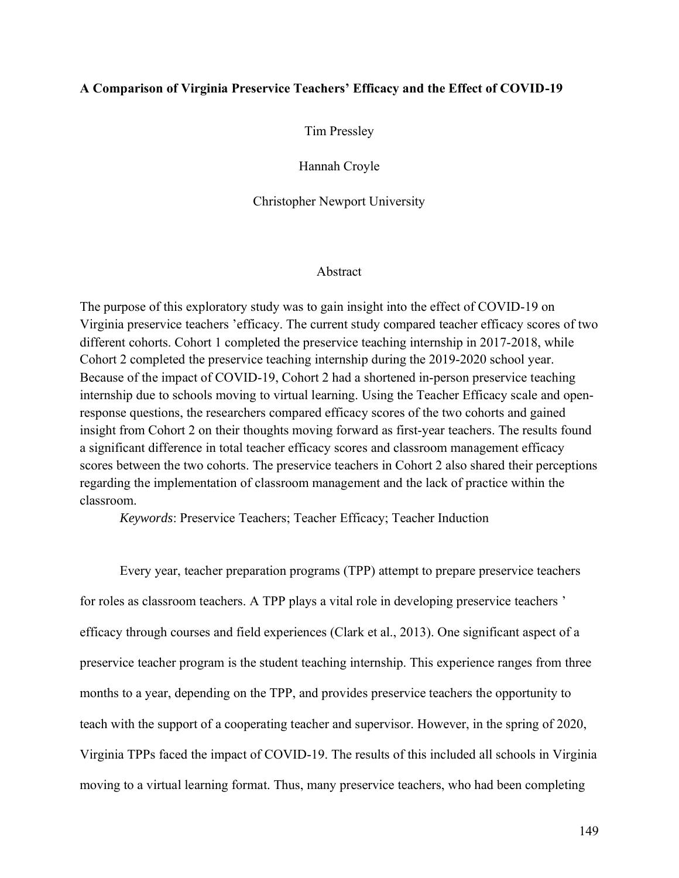# A Comparison of Virginia Preservice Teachers' Efficacy and the Effect of COVID-19

Tim Pressley

Hannah Croyle

Christopher Newport University

## Abstract

The purpose of this exploratory study was to gain insight into the effect of COVID-19 on Virginia preservice teachers 'efficacy. The current study compared teacher efficacy scores of two different cohorts. Cohort 1 completed the preservice teaching internship in 2017-2018, while Cohort 2 completed the preservice teaching internship during the 2019-2020 school year. Because of the impact of COVID-19, Cohort 2 had a shortened in-person preservice teaching internship due to schools moving to virtual learning. Using the Teacher Efficacy scale and open-response questions, the researchers compared efficacy scores of the two cohorts and gained insight from Cohort 2 on their thoughts moving forward as first-year teachers. The results found a significant difference in total teacher efficacy scores and classroom management efficacy scores between the two cohorts. The preservice teachers in Cohort 2 also shared their perceptions regarding the implementation of classroom management and the lack of practice within the classroom.

*Keywords*: Preservice Teachers; Teacher Efficacy; Teacher Induction

Every year, teacher preparation programs (TPP) attempt to prepare preservice teachers for roles as classroom teachers. A TPP plays a vital role in developing preservice teachers ' efficacy through courses and field experiences (Clark et al., 2013). One significant aspect of a preservice teacher program is the student teaching internship. This experience ranges from three months to a year, depending on the TPP, and provides preservice teachers the opportunity to teach with the support of a cooperating teacher and supervisor. However, in the spring of 2020, Virginia TPPs faced the impact of COVID-19. The results of this included all schools in Virginia moving to a virtual learning format. Thus, many preservice teachers, who had been completing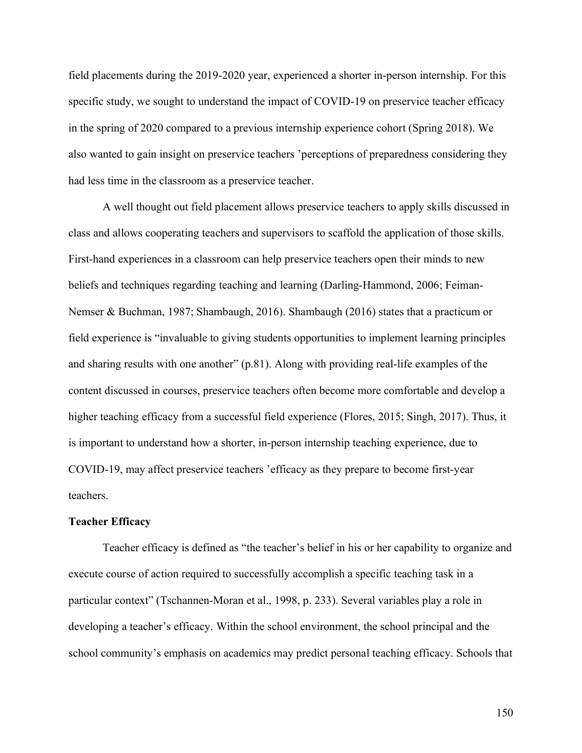field placements during the 2019-2020 year, experienced a shorter in-person internship. For this specific study, we sought to understand the impact of COVID-19 on preservice teacher efficacy in the spring of 2020 compared to a previous internship experience cohort (Spring 2018). We also wanted to gain insight on preservice teachers 'perceptions of preparedness considering they had less time in the classroom as a preservice teacher.

A well thought out field placement allows preservice teachers to apply skills discussed in class and allows cooperating teachers and supervisors to scaffold the application of those skills. First-hand experiences in a classroom can help preservice teachers open their minds to new beliefs and techniques regarding teaching and learning (Darling-Hammond, 2006; Feiman-Nemser & Buchman, 1987; Shambaugh, 2016). Shambaugh (2016) states that a practicum or field experience is "invaluable to giving students opportunities to implement learning principles and sharing results with one another" (p.81). Along with providing real-life examples of the content discussed in courses, preservice teachers often become more comfortable and develop a higher teaching efficacy from a successful field experience (Flores, 2015; Singh, 2017). Thus, it is important to understand how a shorter, in-person internship teaching experience, due to COVID-19, may affect preservice teachers 'efficacy as they prepare to become first-year teachers.

**Teacher Efficacy**

Teacher efficacy is defined as "the teacher's belief in his or her capability to organize and execute course of action required to successfully accomplish a specific teaching task in a particular context" (Tschannen-Moran et al., 1998, p. 233). Several variables play a role in developing a teacher's efficacy. Within the school environment, the school principal and the school community's emphasis on academics may predict personal teaching efficacy. Schools that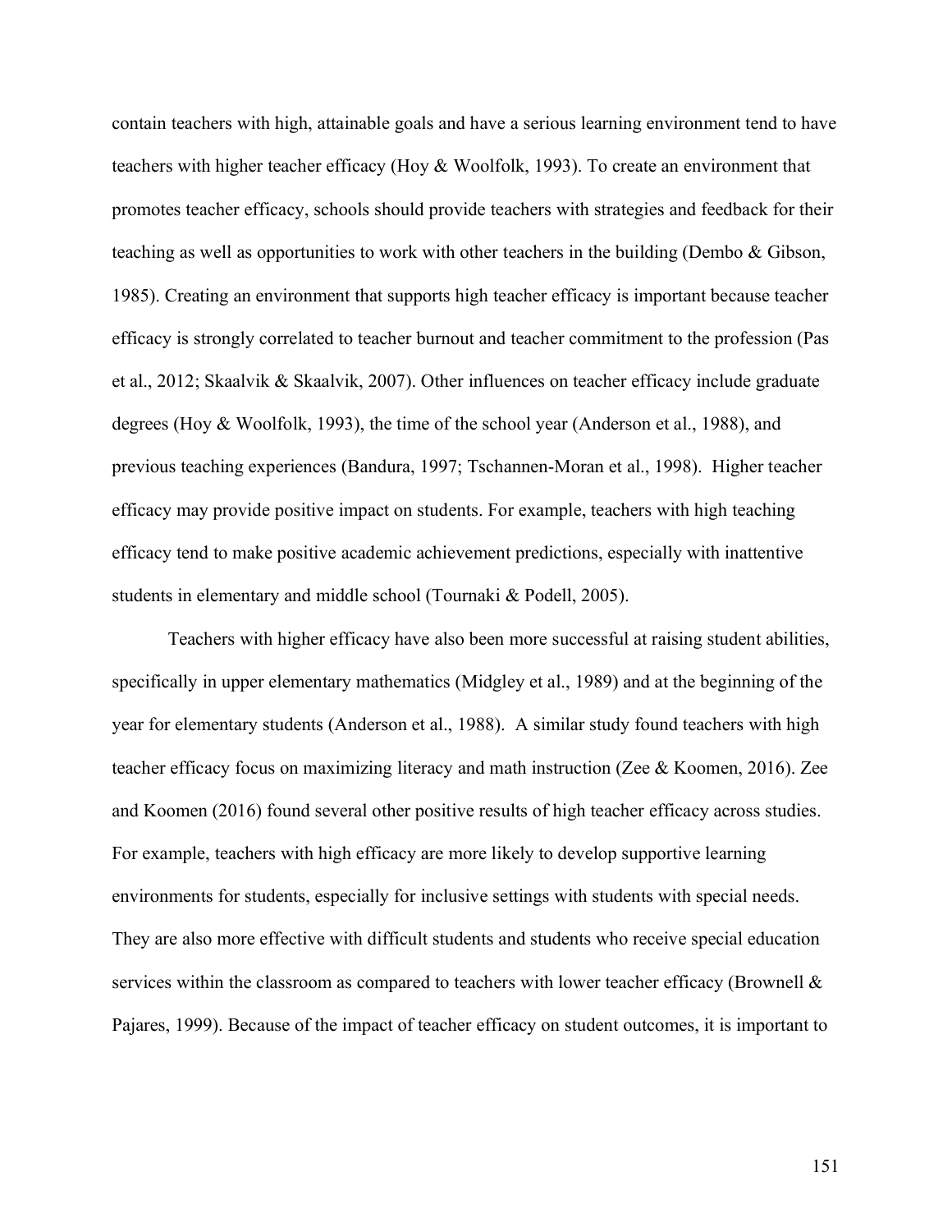contain teachers with high, attainable goals and have a serious learning environment tend to have teachers with higher teacher efficacy (Hoy & Woolfolk, 1993). To create an environment that promotes teacher efficacy, schools should provide teachers with strategies and feedback for their teaching as well as opportunities to work with other teachers in the building (Dembo & Gibson, 1985). Creating an environment that supports high teacher efficacy is important because teacher efficacy is strongly correlated to teacher burnout and teacher commitment to the profession (Pas et al., 2012; Skaalvik & Skaalvik, 2007). Other influences on teacher efficacy include graduate degrees (Hoy & Woolfolk, 1993), the time of the school year (Anderson et al., 1988), and previous teaching experiences (Bandura, 1997; Tschannen-Moran et al., 1998). Higher teacher efficacy may provide positive impact on students. For example, teachers with high teaching efficacy tend to make positive academic achievement predictions, especially with inattentive students in elementary and middle school (Tournaki & Podell, 2005).

Teachers with higher efficacy have also been more successful at raising student abilities, specifically in upper elementary mathematics (Midgley et al., 1989) and at the beginning of the year for elementary students (Anderson et al., 1988). A similar study found teachers with high teacher efficacy focus on maximizing literacy and math instruction (Zee & Koomen, 2016). Zee and Koomen (2016) found several other positive results of high teacher efficacy across studies. For example, teachers with high efficacy are more likely to develop supportive learning environments for students, especially for inclusive settings with students with special needs. They are also more effective with difficult students and students who receive special education services within the classroom as compared to teachers with lower teacher efficacy (Brownell & Pajares, 1999). Because of the impact of teacher efficacy on student outcomes, it is important to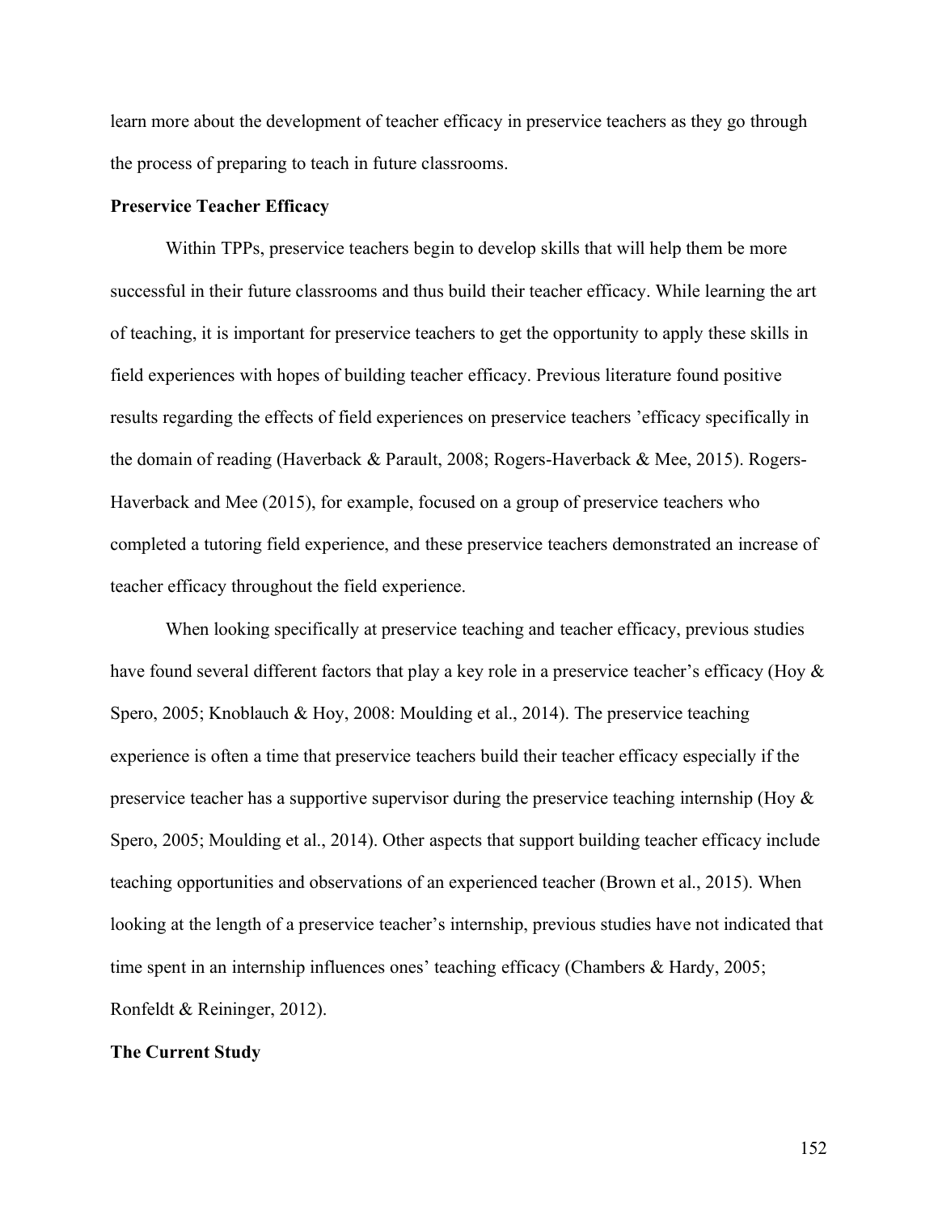learn more about the development of teacher efficacy in preservice teachers as they go through the process of preparing to teach in future classrooms.

## Preservice Teacher Efficacy

Within TPPs, preservice teachers begin to develop skills that will help them be more successful in their future classrooms and thus build their teacher efficacy. While learning the art of teaching, it is important for preservice teachers to get the opportunity to apply these skills in field experiences with hopes of building teacher efficacy. Previous literature found positive results regarding the effects of field experiences on preservice teachers 'efficacy specifically in the domain of reading (Haverback & Parault, 2008; Rogers-Haverback & Mee, 2015). Rogers-Haverback and Mee (2015), for example, focused on a group of preservice teachers who completed a tutoring field experience, and these preservice teachers demonstrated an increase of teacher efficacy throughout the field experience.

When looking specifically at preservice teaching and teacher efficacy, previous studies have found several different factors that play a key role in a preservice teacher's efficacy (Hoy & Spero, 2005; Knoblauch & Hoy, 2008: Moulding et al., 2014). The preservice teaching experience is often a time that preservice teachers build their teacher efficacy especially if the preservice teacher has a supportive supervisor during the preservice teaching internship (Hoy & Spero, 2005; Moulding et al., 2014). Other aspects that support building teacher efficacy include teaching opportunities and observations of an experienced teacher (Brown et al., 2015). When looking at the length of a preservice teacher's internship, previous studies have not indicated that time spent in an internship influences ones' teaching efficacy (Chambers & Hardy, 2005; Ronfeldt & Reininger, 2012).

## The Current Study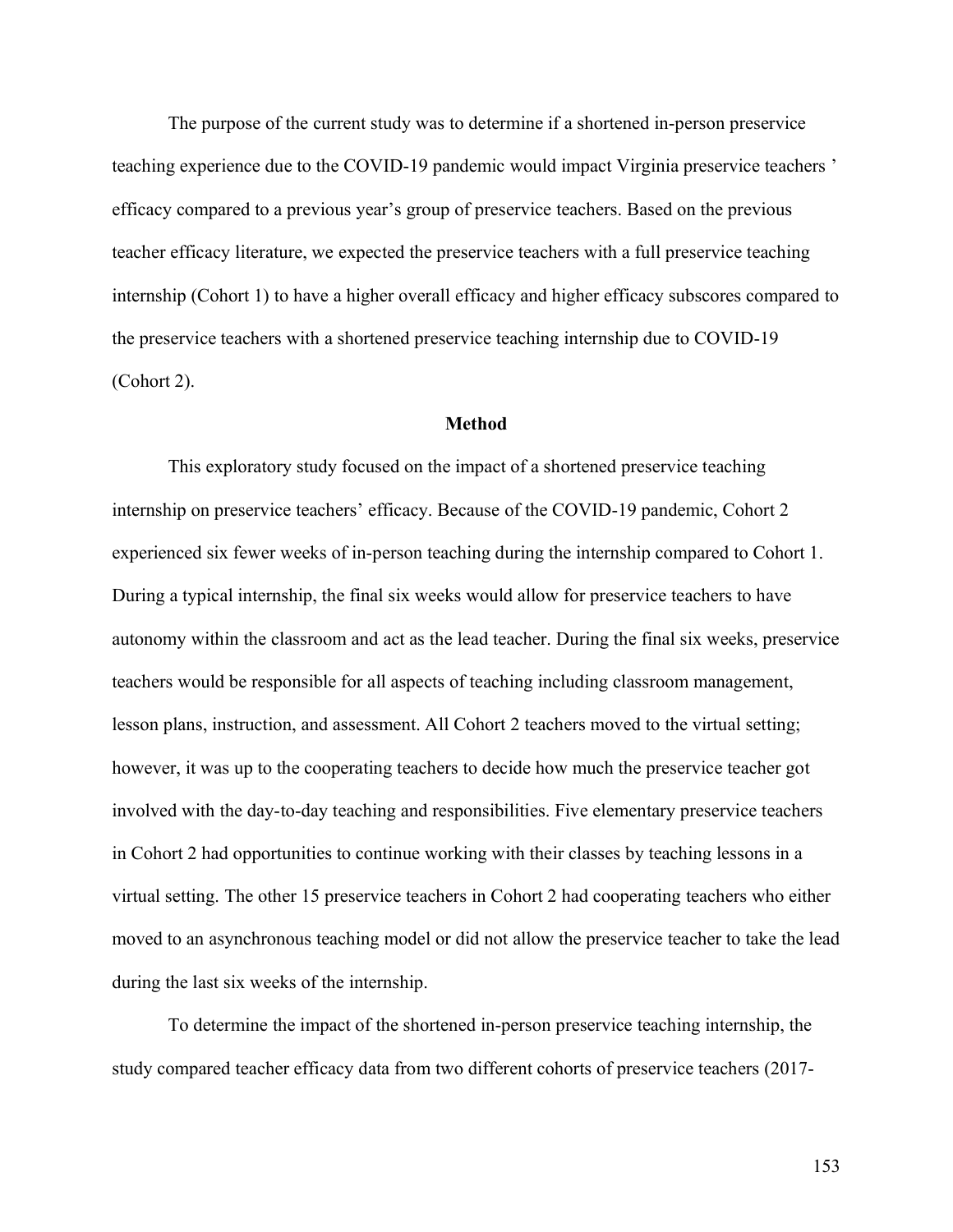The purpose of the current study was to determine if a shortened in-person preservice teaching experience due to the COVID-19 pandemic would impact Virginia preservice teachers' efficacy compared to a previous year's group of preservice teachers. Based on the previous teacher efficacy literature, we expected the preservice teachers with a full preservice teaching internship (Cohort 1) to have a higher overall efficacy and higher efficacy subscores compared to the preservice teachers with a shortened preservice teaching internship due to COVID-19 (Cohort 2).

## Method

This exploratory study focused on the impact of a shortened preservice teaching internship on preservice teachers' efficacy. Because of the COVID-19 pandemic, Cohort 2 experienced six fewer weeks of in-person teaching during the internship compared to Cohort 1. During a typical internship, the final six weeks would allow for preservice teachers to have autonomy within the classroom and act as the lead teacher. During the final six weeks, preservice teachers would be responsible for all aspects of teaching including classroom management, lesson plans, instruction, and assessment. All Cohort 2 teachers moved to the virtual setting; however, it was up to the cooperating teachers to decide how much the preservice teacher got involved with the day-to-day teaching and responsibilities. Five elementary preservice teachers in Cohort 2 had opportunities to continue working with their classes by teaching lessons in a virtual setting. The other 15 preservice teachers in Cohort 2 had cooperating teachers who either moved to an asynchronous teaching model or did not allow the preservice teacher to take the lead during the last six weeks of the internship.

To determine the impact of the shortened in-person preservice teaching internship, the study compared teacher efficacy data from two different cohorts of preservice teachers (2017-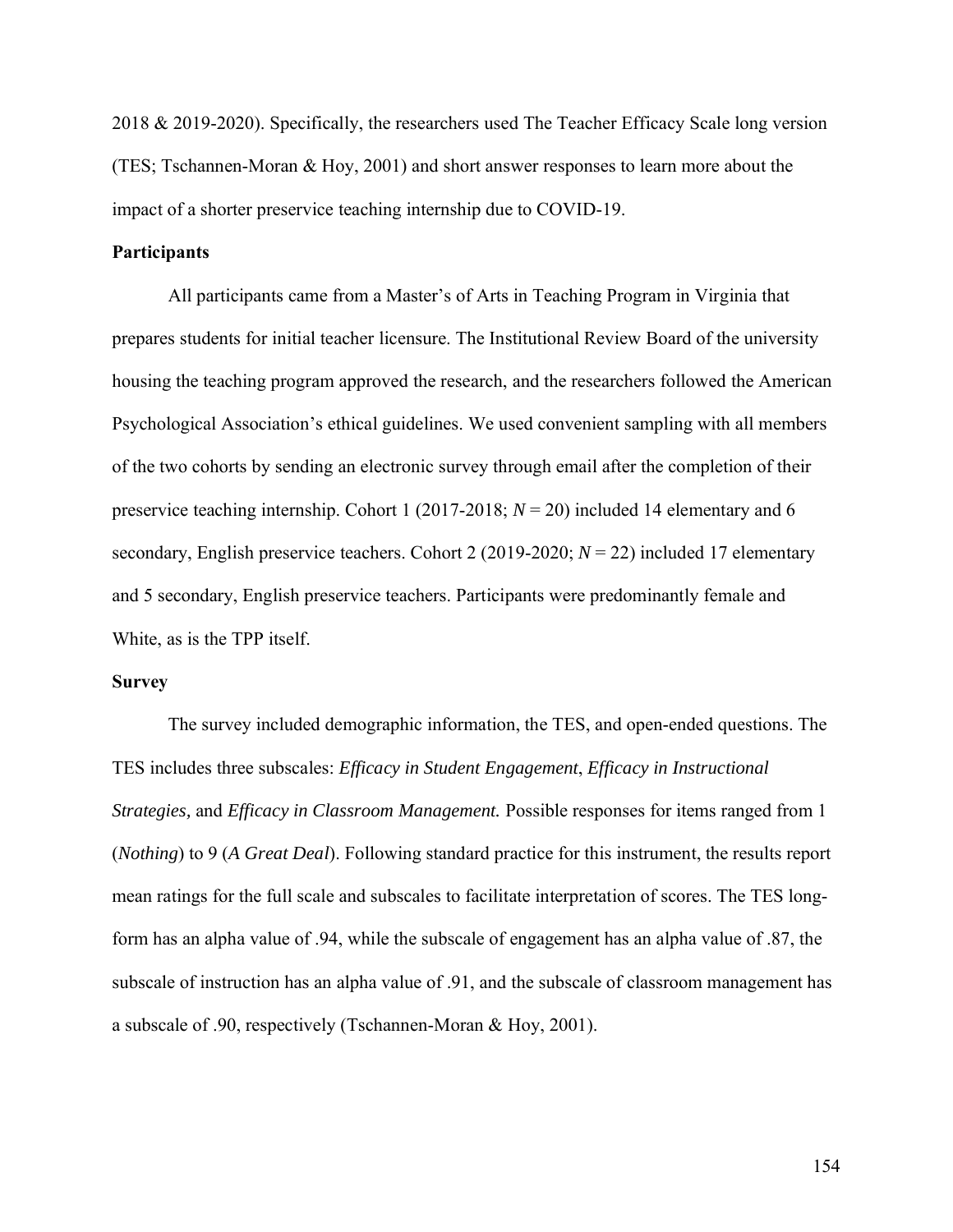2018 & 2019-2020). Specifically, the researchers used The Teacher Efficacy Scale long version (TES; Tschannen-Moran & Hoy, 2001) and short answer responses to learn more about the impact of a shorter preservice teaching internship due to COVID-19.

## Participants

All participants came from a Master's of Arts in Teaching Program in Virginia that prepares students for initial teacher licensure. The Institutional Review Board of the university housing the teaching program approved the research, and the researchers followed the American Psychological Association's ethical guidelines. We used convenient sampling with all members of the two cohorts by sending an electronic survey through email after the completion of their preservice teaching internship. Cohort 1 (2017-2018; $N = 20$) included 14 elementary and 6 secondary, English preservice teachers. Cohort 2 (2019-2020; $N = 22$) included 17 elementary and 5 secondary, English preservice teachers. Participants were predominantly female and White, as is the TPP itself.

## Survey

The survey included demographic information, the TES, and open-ended questions. The TES includes three subscales: *Efficacy in Student Engagement*, *Efficacy in Instructional Strategies,* and *Efficacy in Classroom Management.* Possible responses for items ranged from 1 (*Nothing*) to 9 (*A Great Deal*). Following standard practice for this instrument, the results report mean ratings for the full scale and subscales to facilitate interpretation of scores. The TES long-form has an alpha value of .94, while the subscale of engagement has an alpha value of .87, the subscale of instruction has an alpha value of .91, and the subscale of classroom management has a subscale of .90, respectively (Tschannen-Moran & Hoy, 2001).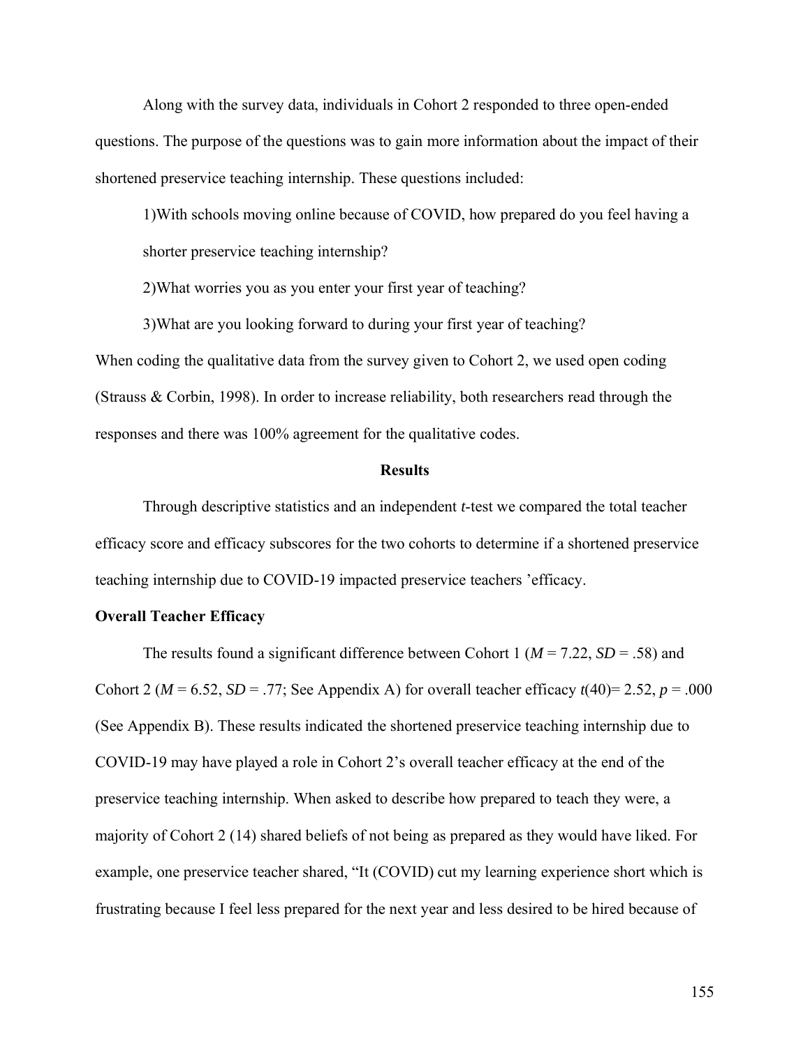Along with the survey data, individuals in Cohort 2 responded to three open-ended questions. The purpose of the questions was to gain more information about the impact of their shortened preservice teaching internship. These questions included:

1)With schools moving online because of COVID, how prepared do you feel having a shorter preservice teaching internship?

2)What worries you as you enter your first year of teaching?

3)What are you looking forward to during your first year of teaching?

When coding the qualitative data from the survey given to Cohort 2, we used open coding (Strauss & Corbin, 1998). In order to increase reliability, both researchers read through the responses and there was 100% agreement for the qualitative codes.

## Results

Through descriptive statistics and an independent *t*-test we compared the total teacher efficacy score and efficacy subscores for the two cohorts to determine if a shortened preservice teaching internship due to COVID-19 impacted preservice teachers 'efficacy.

### Overall Teacher Efficacy

The results found a significant difference between Cohort 1 ($M$ = 7.22, $SD$ = .58) and Cohort 2 ($M$ = 6.52, $SD$ = .77; See Appendix A) for overall teacher efficacy $t(40)$= 2.52, $p$ = .000 (See Appendix B). These results indicated the shortened preservice teaching internship due to COVID-19 may have played a role in Cohort 2's overall teacher efficacy at the end of the preservice teaching internship. When asked to describe how prepared to teach they were, a majority of Cohort 2 (14) shared beliefs of not being as prepared as they would have liked. For example, one preservice teacher shared, "It (COVID) cut my learning experience short which is frustrating because I feel less prepared for the next year and less desired to be hired because of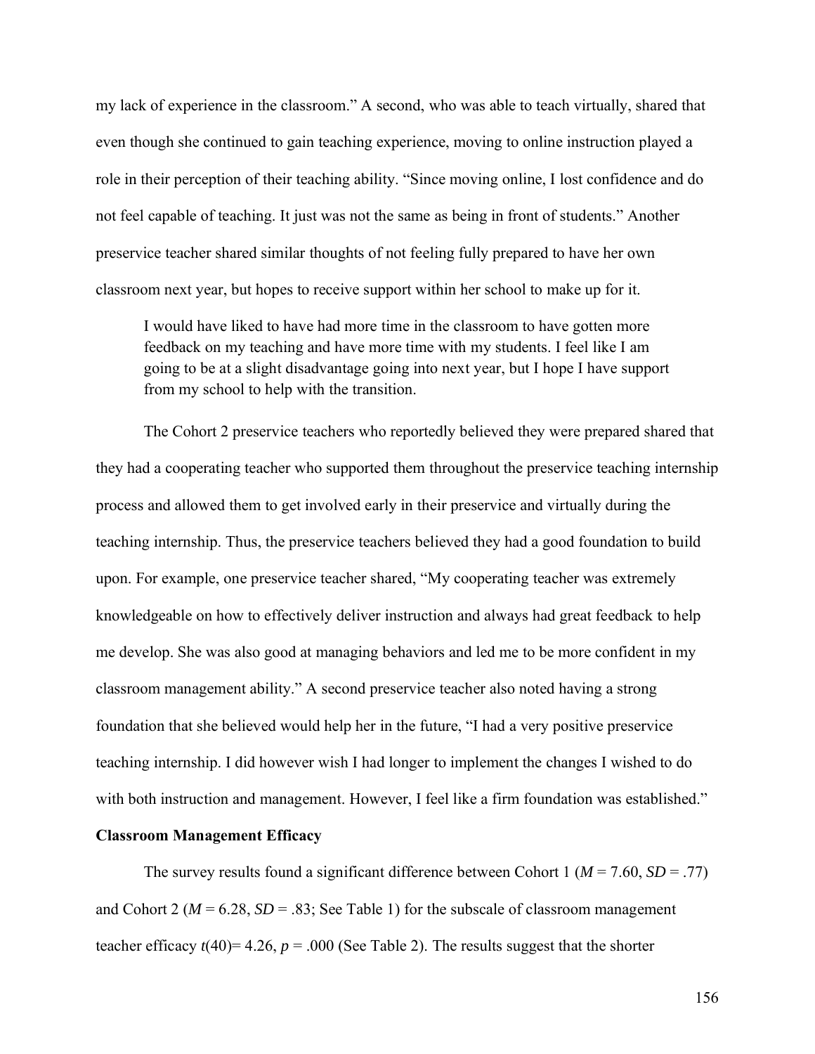my lack of experience in the classroom." A second, who was able to teach virtually, shared that even though she continued to gain teaching experience, moving to online instruction played a role in their perception of their teaching ability. "Since moving online, I lost confidence and do not feel capable of teaching. It just was not the same as being in front of students." Another preservice teacher shared similar thoughts of not feeling fully prepared to have her own classroom next year, but hopes to receive support within her school to make up for it.

> I would have liked to have had more time in the classroom to have gotten more feedback on my teaching and have more time with my students. I feel like I am going to be at a slight disadvantage going into next year, but I hope I have support from my school to help with the transition.

The Cohort 2 preservice teachers who reportedly believed they were prepared shared that they had a cooperating teacher who supported them throughout the preservice teaching internship process and allowed them to get involved early in their preservice and virtually during the teaching internship. Thus, the preservice teachers believed they had a good foundation to build upon. For example, one preservice teacher shared, "My cooperating teacher was extremely knowledgeable on how to effectively deliver instruction and always had great feedback to help me develop. She was also good at managing behaviors and led me to be more confident in my classroom management ability." A second preservice teacher also noted having a strong foundation that she believed would help her in the future, "I had a very positive preservice teaching internship. I did however wish I had longer to implement the changes I wished to do with both instruction and management. However, I feel like a firm foundation was established."

**Classroom Management Efficacy**

The survey results found a significant difference between Cohort 1 ($M = 7.60$, $SD = .77$) and Cohort 2 ($M = 6.28$, $SD = .83$; See Table 1) for the subscale of classroom management teacher efficacy $t(40) = 4.26$, $p = .000$ (See Table 2). The results suggest that the shorter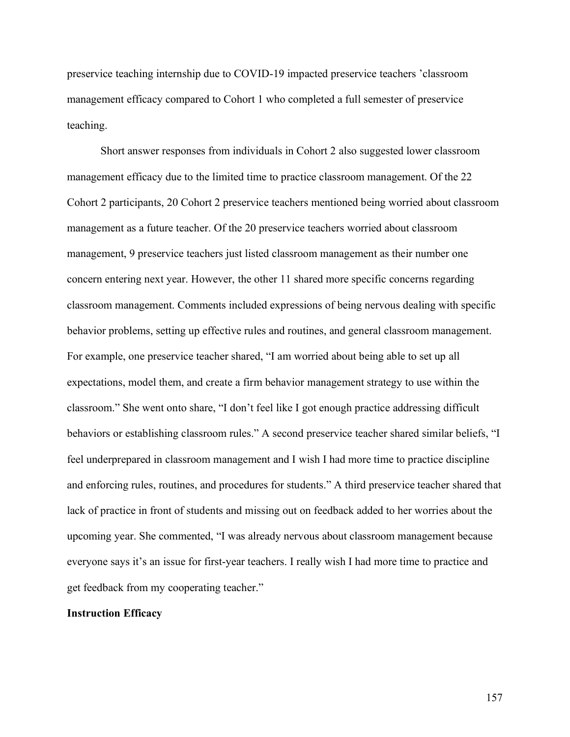preservice teaching internship due to COVID-19 impacted preservice teachers 'classroom management efficacy compared to Cohort 1 who completed a full semester of preservice teaching.

Short answer responses from individuals in Cohort 2 also suggested lower classroom management efficacy due to the limited time to practice classroom management. Of the 22 Cohort 2 participants, 20 Cohort 2 preservice teachers mentioned being worried about classroom management as a future teacher. Of the 20 preservice teachers worried about classroom management, 9 preservice teachers just listed classroom management as their number one concern entering next year. However, the other 11 shared more specific concerns regarding classroom management. Comments included expressions of being nervous dealing with specific behavior problems, setting up effective rules and routines, and general classroom management. For example, one preservice teacher shared, "I am worried about being able to set up all expectations, model them, and create a firm behavior management strategy to use within the classroom." She went onto share, "I don't feel like I got enough practice addressing difficult behaviors or establishing classroom rules." A second preservice teacher shared similar beliefs, "I feel underprepared in classroom management and I wish I had more time to practice discipline and enforcing rules, routines, and procedures for students." A third preservice teacher shared that lack of practice in front of students and missing out on feedback added to her worries about the upcoming year. She commented, "I was already nervous about classroom management because everyone says it's an issue for first-year teachers. I really wish I had more time to practice and get feedback from my cooperating teacher."

**Instruction Efficacy**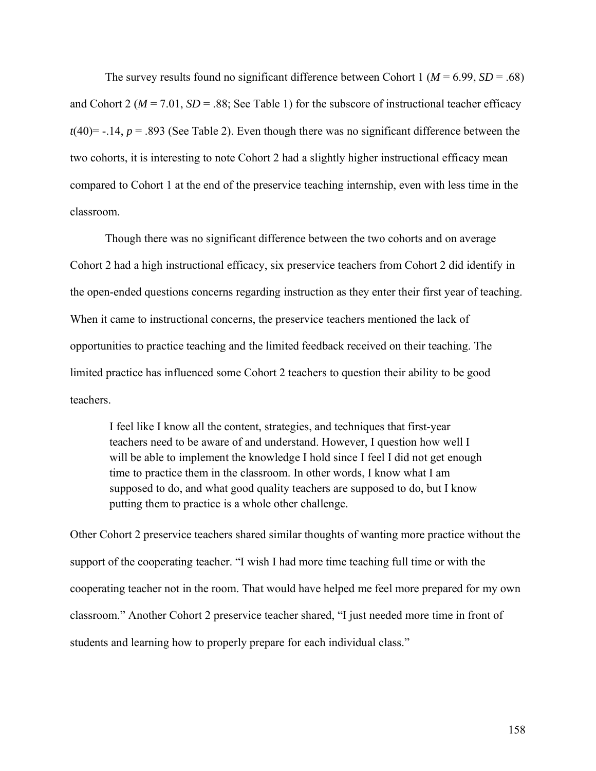The survey results found no significant difference between Cohort 1 ($M = 6.99$, $SD = .68$) and Cohort 2 ($M = 7.01$, $SD = .88$; See Table 1) for the subscore of instructional teacher efficacy $t(40) = -.14$, $p = .893$ (See Table 2). Even though there was no significant difference between the two cohorts, it is interesting to note Cohort 2 had a slightly higher instructional efficacy mean compared to Cohort 1 at the end of the preservice teaching internship, even with less time in the classroom.

Though there was no significant difference between the two cohorts and on average Cohort 2 had a high instructional efficacy, six preservice teachers from Cohort 2 did identify in the open-ended questions concerns regarding instruction as they enter their first year of teaching. When it came to instructional concerns, the preservice teachers mentioned the lack of opportunities to practice teaching and the limited feedback received on their teaching. The limited practice has influenced some Cohort 2 teachers to question their ability to be good teachers.

> I feel like I know all the content, strategies, and techniques that first-year teachers need to be aware of and understand. However, I question how well I will be able to implement the knowledge I hold since I feel I did not get enough time to practice them in the classroom. In other words, I know what I am supposed to do, and what good quality teachers are supposed to do, but I know putting them to practice is a whole other challenge.

Other Cohort 2 preservice teachers shared similar thoughts of wanting more practice without the support of the cooperating teacher. "I wish I had more time teaching full time or with the cooperating teacher not in the room. That would have helped me feel more prepared for my own classroom." Another Cohort 2 preservice teacher shared, "I just needed more time in front of students and learning how to properly prepare for each individual class."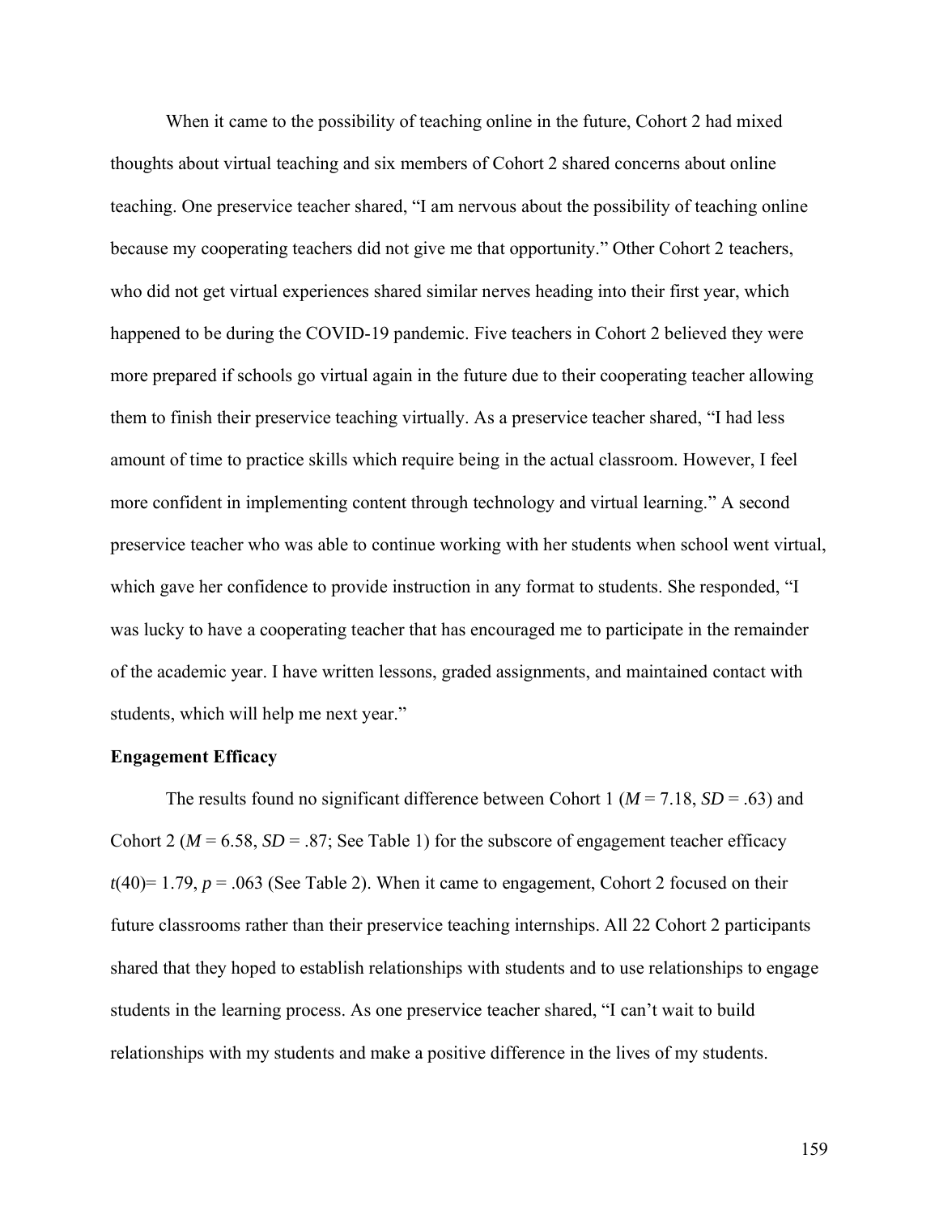When it came to the possibility of teaching online in the future, Cohort 2 had mixed thoughts about virtual teaching and six members of Cohort 2 shared concerns about online teaching. One preservice teacher shared, "I am nervous about the possibility of teaching online because my cooperating teachers did not give me that opportunity." Other Cohort 2 teachers, who did not get virtual experiences shared similar nerves heading into their first year, which happened to be during the COVID-19 pandemic. Five teachers in Cohort 2 believed they were more prepared if schools go virtual again in the future due to their cooperating teacher allowing them to finish their preservice teaching virtually. As a preservice teacher shared, "I had less amount of time to practice skills which require being in the actual classroom. However, I feel more confident in implementing content through technology and virtual learning." A second preservice teacher who was able to continue working with her students when school went virtual, which gave her confidence to provide instruction in any format to students. She responded, "I was lucky to have a cooperating teacher that has encouraged me to participate in the remainder of the academic year. I have written lessons, graded assignments, and maintained contact with students, which will help me next year."

**Engagement Efficacy**

The results found no significant difference between Cohort 1 ($M$ = 7.18, $SD$ = .63) and Cohort 2 ($M$ = 6.58, $SD$ = .87; See Table 1) for the subscore of engagement teacher efficacy $t(40)$= 1.79, $p$ = .063 (See Table 2). When it came to engagement, Cohort 2 focused on their future classrooms rather than their preservice teaching internships. All 22 Cohort 2 participants shared that they hoped to establish relationships with students and to use relationships to engage students in the learning process. As one preservice teacher shared, "I can't wait to build relationships with my students and make a positive difference in the lives of my students.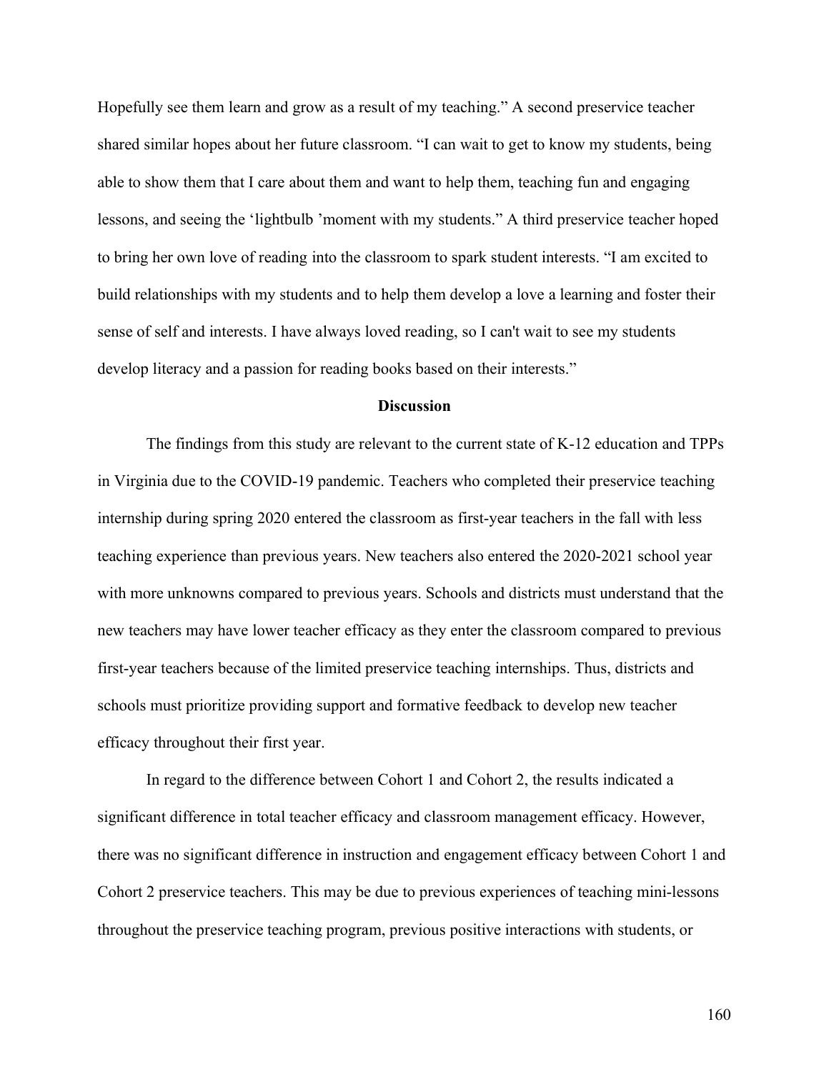Hopefully see them learn and grow as a result of my teaching." A second preservice teacher shared similar hopes about her future classroom. "I can wait to get to know my students, being able to show them that I care about them and want to help them, teaching fun and engaging lessons, and seeing the 'lightbulb 'moment with my students." A third preservice teacher hoped to bring her own love of reading into the classroom to spark student interests. "I am excited to build relationships with my students and to help them develop a love a learning and foster their sense of self and interests. I have always loved reading, so I can't wait to see my students develop literacy and a passion for reading books based on their interests."

## Discussion

The findings from this study are relevant to the current state of K-12 education and TPPs in Virginia due to the COVID-19 pandemic. Teachers who completed their preservice teaching internship during spring 2020 entered the classroom as first-year teachers in the fall with less teaching experience than previous years. New teachers also entered the 2020-2021 school year with more unknowns compared to previous years. Schools and districts must understand that the new teachers may have lower teacher efficacy as they enter the classroom compared to previous first-year teachers because of the limited preservice teaching internships. Thus, districts and schools must prioritize providing support and formative feedback to develop new teacher efficacy throughout their first year.

In regard to the difference between Cohort 1 and Cohort 2, the results indicated a significant difference in total teacher efficacy and classroom management efficacy. However, there was no significant difference in instruction and engagement efficacy between Cohort 1 and Cohort 2 preservice teachers. This may be due to previous experiences of teaching mini-lessons throughout the preservice teaching program, previous positive interactions with students, or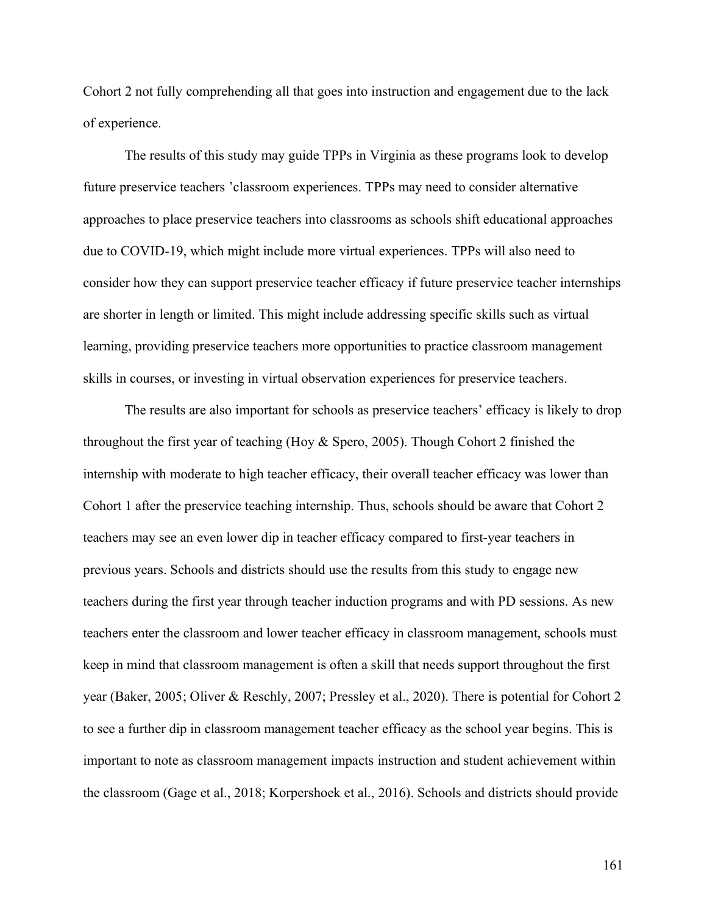Cohort 2 not fully comprehending all that goes into instruction and engagement due to the lack of experience.

The results of this study may guide TPPs in Virginia as these programs look to develop future preservice teachers 'classroom experiences. TPPs may need to consider alternative approaches to place preservice teachers into classrooms as schools shift educational approaches due to COVID-19, which might include more virtual experiences. TPPs will also need to consider how they can support preservice teacher efficacy if future preservice teacher internships are shorter in length or limited. This might include addressing specific skills such as virtual learning, providing preservice teachers more opportunities to practice classroom management skills in courses, or investing in virtual observation experiences for preservice teachers.

The results are also important for schools as preservice teachers' efficacy is likely to drop throughout the first year of teaching (Hoy & Spero, 2005). Though Cohort 2 finished the internship with moderate to high teacher efficacy, their overall teacher efficacy was lower than Cohort 1 after the preservice teaching internship. Thus, schools should be aware that Cohort 2 teachers may see an even lower dip in teacher efficacy compared to first-year teachers in previous years. Schools and districts should use the results from this study to engage new teachers during the first year through teacher induction programs and with PD sessions. As new teachers enter the classroom and lower teacher efficacy in classroom management, schools must keep in mind that classroom management is often a skill that needs support throughout the first year (Baker, 2005; Oliver & Reschly, 2007; Pressley et al., 2020). There is potential for Cohort 2 to see a further dip in classroom management teacher efficacy as the school year begins. This is important to note as classroom management impacts instruction and student achievement within the classroom (Gage et al., 2018; Korpershoek et al., 2016). Schools and districts should provide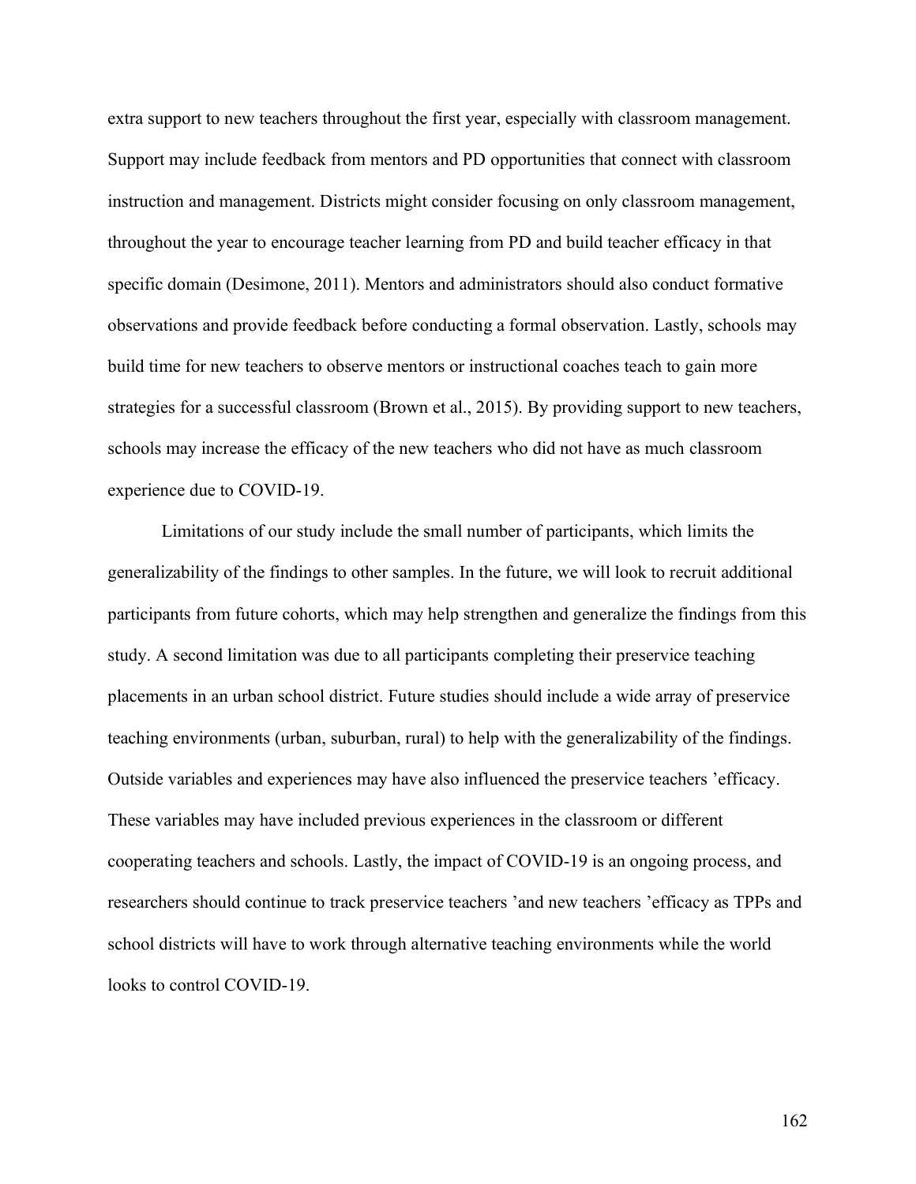extra support to new teachers throughout the first year, especially with classroom management. Support may include feedback from mentors and PD opportunities that connect with classroom instruction and management. Districts might consider focusing on only classroom management, throughout the year to encourage teacher learning from PD and build teacher efficacy in that specific domain (Desimone, 2011). Mentors and administrators should also conduct formative observations and provide feedback before conducting a formal observation. Lastly, schools may build time for new teachers to observe mentors or instructional coaches teach to gain more strategies for a successful classroom (Brown et al., 2015). By providing support to new teachers, schools may increase the efficacy of the new teachers who did not have as much classroom experience due to COVID-19.

Limitations of our study include the small number of participants, which limits the generalizability of the findings to other samples. In the future, we will look to recruit additional participants from future cohorts, which may help strengthen and generalize the findings from this study. A second limitation was due to all participants completing their preservice teaching placements in an urban school district. Future studies should include a wide array of preservice teaching environments (urban, suburban, rural) to help with the generalizability of the findings. Outside variables and experiences may have also influenced the preservice teachers 'efficacy. These variables may have included previous experiences in the classroom or different cooperating teachers and schools. Lastly, the impact of COVID-19 is an ongoing process, and researchers should continue to track preservice teachers 'and new teachers 'efficacy as TPPs and school districts will have to work through alternative teaching environments while the world looks to control COVID-19.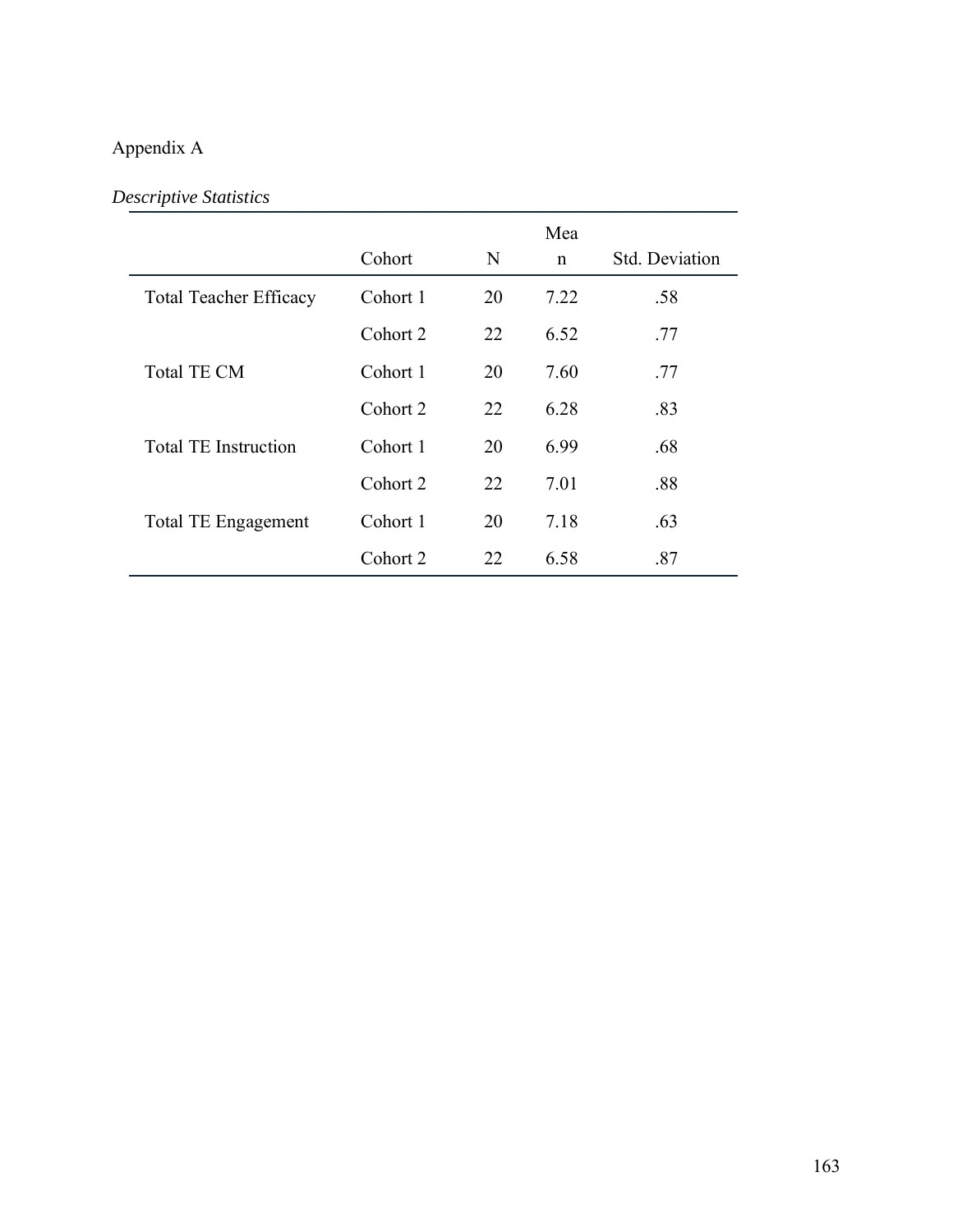Appendix A

*Descriptive Statistics*

| | Cohort | N | Mean | Std. Deviation |
|---|---|---|---|---|
| Total Teacher Efficacy | Cohort 1 | 20 | 7.22 | .58 |
| | Cohort 2 | 22 | 6.52 | .77 |
| Total TE CM | Cohort 1 | 20 | 7.60 | .77 |
| | Cohort 2 | 22 | 6.28 | .83 |
| Total TE Instruction | Cohort 1 | 20 | 6.99 | .68 |
| | Cohort 2 | 22 | 7.01 | .88 |
| Total TE Engagement | Cohort 1 | 20 | 7.18 | .63 |
| | Cohort 2 | 22 | 6.58 | .87 |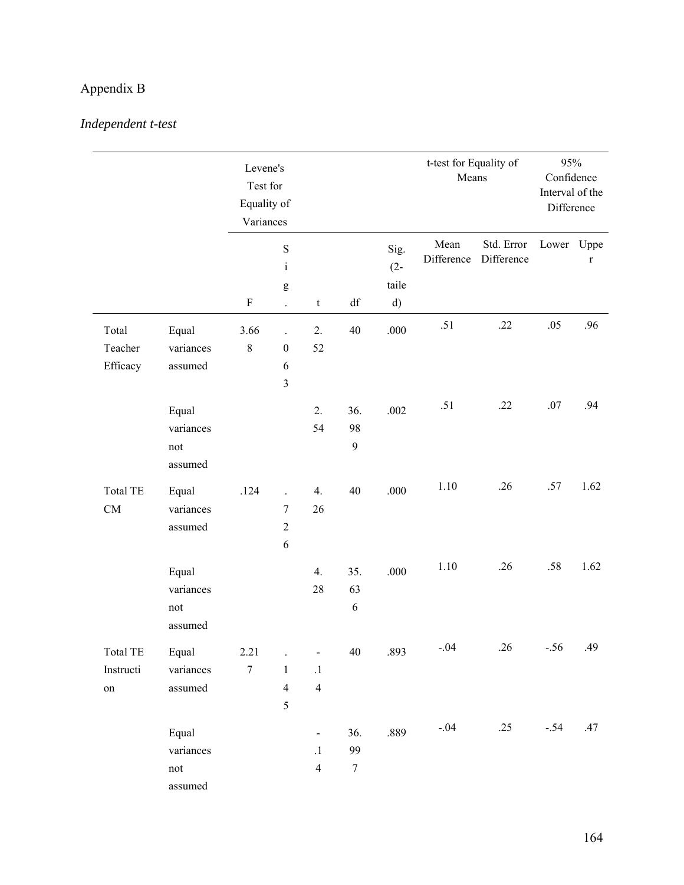Appendix B

*Independent t-test*

| | | Levene's Test for Equality of Variances | | | | | t-test for Equality of Means | | 95% Confidence Interval of the Difference | |
|---|---|---|---|---|---|---|---|---|---|---|
| | | F | Sig. | t | df | Sig. (2-tailed) | Mean Difference | Std. Error Difference | Lower | Upper |
| Total Teacher Efficacy | Equal variances assumed | 3.668 | .063 | 2.52 | 40 | .000 | .51 | .22 | .05 | .96 |
| | Equal variances not assumed | | | 2.54 | 36.989 | .002 | .51 | .22 | .07 | .94 |
| Total TE CM | Equal variances assumed | .124 | .726 | 4.26 | 40 | .000 | 1.10 | .26 | .57 | 1.62 |
| | Equal variances not assumed | | | 4.28 | 35.636 | .000 | 1.10 | .26 | .58 | 1.62 |
| Total TE Instruction | Equal variances assumed | 2.217 | .145 | -.14 | 40 | .893 | -.04 | .26 | -.56 | .49 |
| | Equal variances not assumed | | | -.14 | 36.997 | .889 | -.04 | .25 | -.54 | .47 |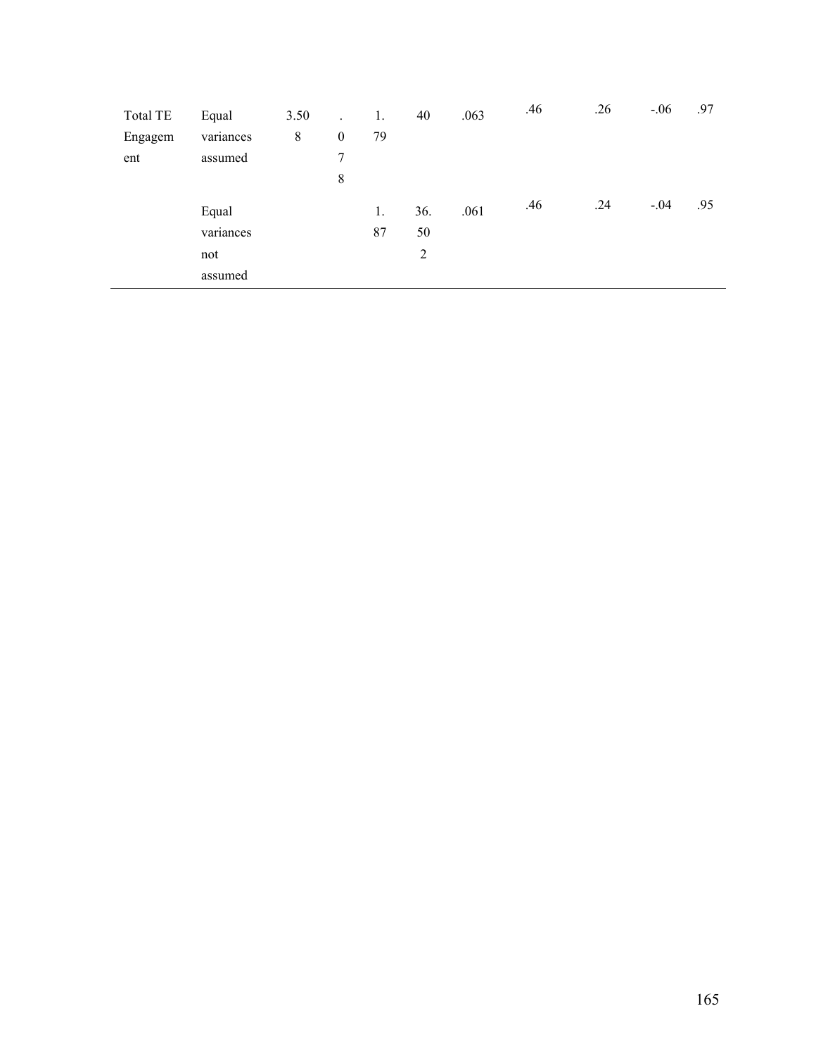| | | | | | | | | | | |
|---|---|---|---|---|---|---|---|---|---|---|
| Total TE Engagement | Equal variances assumed | 3.508 | .078 | 1.79 | 40 | .063 | .46 | .26 | -.06 | .97 |
| | Equal variances not assumed | | | 1.87 | 36.502 | .061 | .46 | .24 | -.04 | .95 |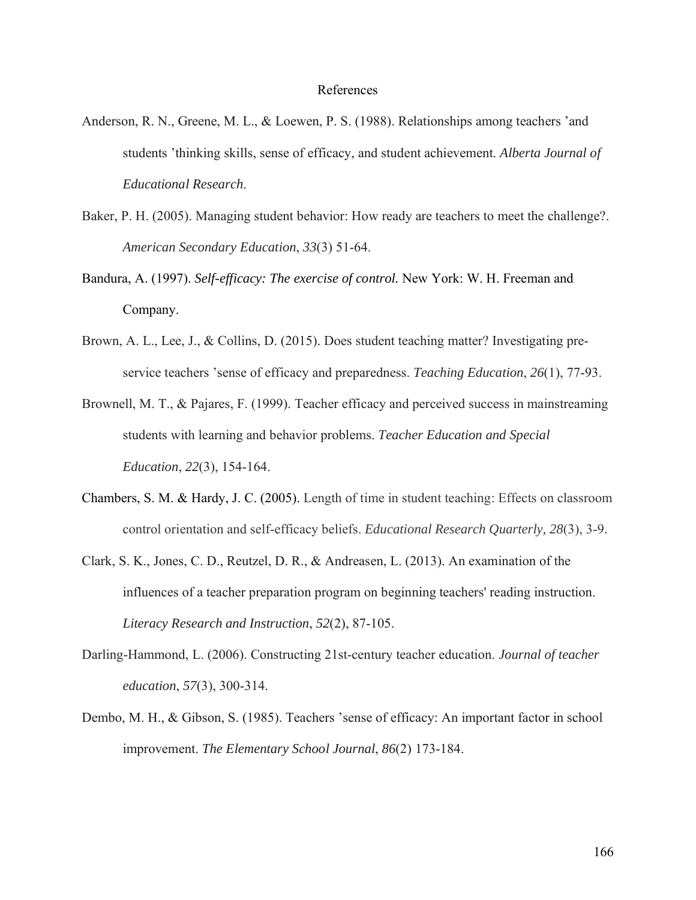# References

Anderson, R. N., Greene, M. L., & Loewen, P. S. (1988). Relationships among teachers 'and students 'thinking skills, sense of efficacy, and student achievement. *Alberta Journal of Educational Research*.

Baker, P. H. (2005). Managing student behavior: How ready are teachers to meet the challenge?. *American Secondary Education*, *33*(3) 51-64.

Bandura, A. (1997). *Self-efficacy: The exercise of control.* New York: W. H. Freeman and Company.

Brown, A. L., Lee, J., & Collins, D. (2015). Does student teaching matter? Investigating pre-service teachers 'sense of efficacy and preparedness. *Teaching Education*, *26*(1), 77-93.

Brownell, M. T., & Pajares, F. (1999). Teacher efficacy and perceived success in mainstreaming students with learning and behavior problems. *Teacher Education and Special Education*, *22*(3), 154-164.

Chambers, S. M. & Hardy, J. C. (2005). Length of time in student teaching: Effects on classroom control orientation and self-efficacy beliefs. *Educational Research Quarterly, 28*(3), 3-9.

Clark, S. K., Jones, C. D., Reutzel, D. R., & Andreasen, L. (2013). An examination of the influences of a teacher preparation program on beginning teachers' reading instruction. *Literacy Research and Instruction*, *52*(2), 87-105.

Darling-Hammond, L. (2006). Constructing 21st-century teacher education. *Journal of teacher education*, *57*(3), 300-314.

Dembo, M. H., & Gibson, S. (1985). Teachers 'sense of efficacy: An important factor in school improvement. *The Elementary School Journal*, *86*(2) 173-184.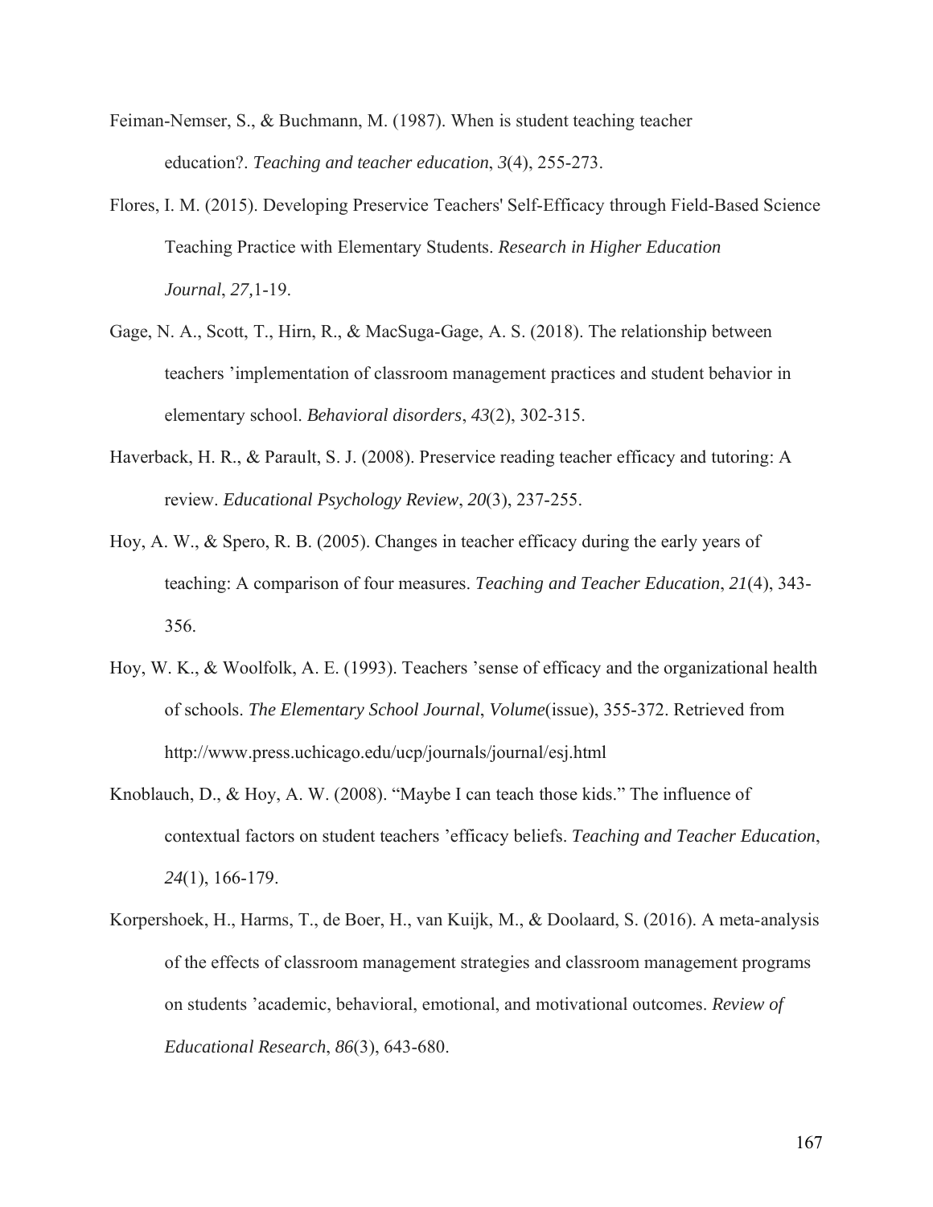Feiman-Nemser, S., & Buchmann, M. (1987). When is student teaching teacher education?. *Teaching and teacher education*, *3*(4), 255-273.

Flores, I. M. (2015). Developing Preservice Teachers' Self-Efficacy through Field-Based Science Teaching Practice with Elementary Students. *Research in Higher Education Journal*, *27,*1-19.

Gage, N. A., Scott, T., Hirn, R., & MacSuga-Gage, A. S. (2018). The relationship between teachers 'implementation of classroom management practices and student behavior in elementary school. *Behavioral disorders*, *43*(2), 302-315.

Haverback, H. R., & Parault, S. J. (2008). Preservice reading teacher efficacy and tutoring: A review. *Educational Psychology Review*, *20*(3), 237-255.

Hoy, A. W., & Spero, R. B. (2005). Changes in teacher efficacy during the early years of teaching: A comparison of four measures. *Teaching and Teacher Education*, *21*(4), 343-356.

Hoy, W. K., & Woolfolk, A. E. (1993). Teachers 'sense of efficacy and the organizational health of schools. *The Elementary School Journal*, *Volume*(issue), 355-372. Retrieved from http://www.press.uchicago.edu/ucp/journals/journal/esj.html

Knoblauch, D., & Hoy, A. W. (2008). "Maybe I can teach those kids." The influence of contextual factors on student teachers 'efficacy beliefs. *Teaching and Teacher Education*, *24*(1), 166-179.

Korpershoek, H., Harms, T., de Boer, H., van Kuijk, M., & Doolaard, S. (2016). A meta-analysis of the effects of classroom management strategies and classroom management programs on students 'academic, behavioral, emotional, and motivational outcomes. *Review of Educational Research*, *86*(3), 643-680.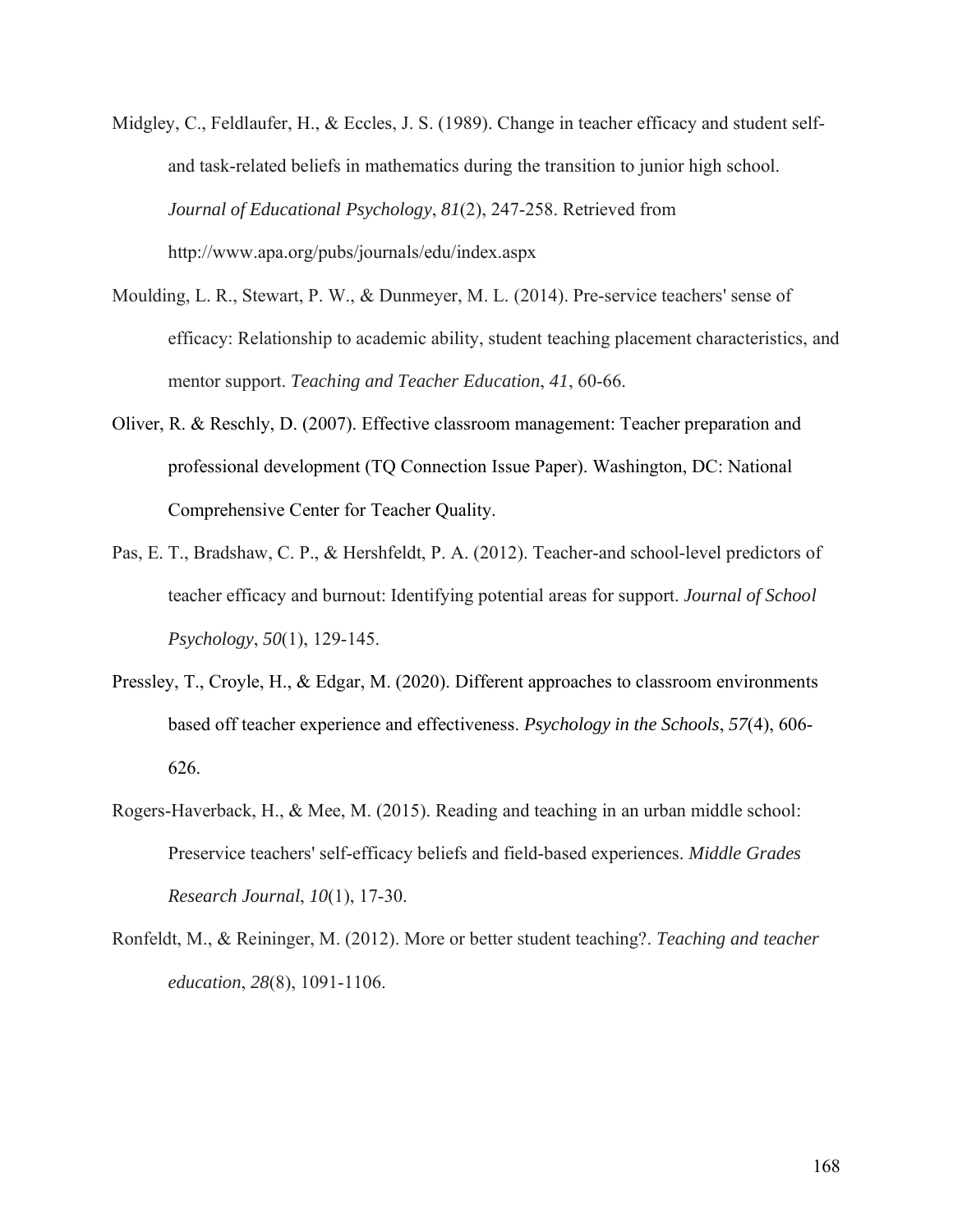Midgley, C., Feldlaufer, H., & Eccles, J. S. (1989). Change in teacher efficacy and student self- and task-related beliefs in mathematics during the transition to junior high school. *Journal of Educational Psychology*, *81*(2), 247-258. Retrieved from http://www.apa.org/pubs/journals/edu/index.aspx

Moulding, L. R., Stewart, P. W., & Dunmeyer, M. L. (2014). Pre-service teachers' sense of efficacy: Relationship to academic ability, student teaching placement characteristics, and mentor support. *Teaching and Teacher Education*, *41*, 60-66.

Oliver, R. & Reschly, D. (2007). Effective classroom management: Teacher preparation and professional development (TQ Connection Issue Paper). Washington, DC: National Comprehensive Center for Teacher Quality.

Pas, E. T., Bradshaw, C. P., & Hershfeldt, P. A. (2012). Teacher-and school-level predictors of teacher efficacy and burnout: Identifying potential areas for support. *Journal of School Psychology*, *50*(1), 129-145.

Pressley, T., Croyle, H., & Edgar, M. (2020). Different approaches to classroom environments based off teacher experience and effectiveness. *Psychology in the Schools*, *57*(4), 606-626.

Rogers-Haverback, H., & Mee, M. (2015). Reading and teaching in an urban middle school: Preservice teachers' self-efficacy beliefs and field-based experiences. *Middle Grades Research Journal*, *10*(1), 17-30.

Ronfeldt, M., & Reininger, M. (2012). More or better student teaching?. *Teaching and teacher education*, *28*(8), 1091-1106.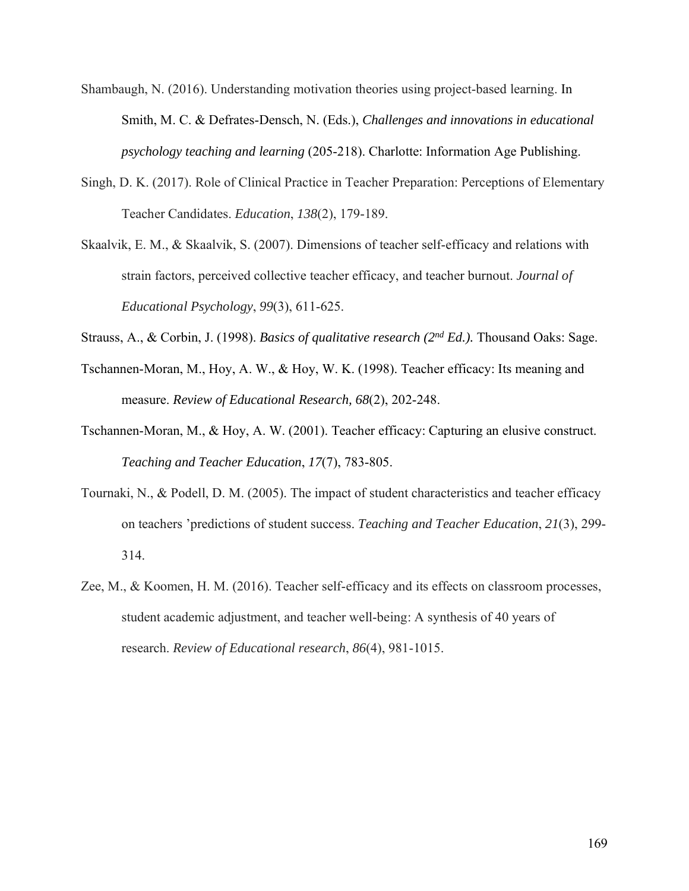Shambaugh, N. (2016). Understanding motivation theories using project-based learning. In Smith, M. C. & Defrates-Densch, N. (Eds.), *Challenges and innovations in educational psychology teaching and learning* (205-218). Charlotte: Information Age Publishing.

Singh, D. K. (2017). Role of Clinical Practice in Teacher Preparation: Perceptions of Elementary Teacher Candidates. *Education*, *138*(2), 179-189.

Skaalvik, E. M., & Skaalvik, S. (2007). Dimensions of teacher self-efficacy and relations with strain factors, perceived collective teacher efficacy, and teacher burnout. *Journal of Educational Psychology*, *99*(3), 611-625.

Strauss, A., & Corbin, J. (1998). *Basics of qualitative research (2nd Ed.).* Thousand Oaks: Sage.

Tschannen-Moran, M., Hoy, A. W., & Hoy, W. K. (1998). Teacher efficacy: Its meaning and measure. *Review of Educational Research, 68*(2), 202-248.

Tschannen-Moran, M., & Hoy, A. W. (2001). Teacher efficacy: Capturing an elusive construct. *Teaching and Teacher Education*, *17*(7), 783-805.

Tournaki, N., & Podell, D. M. (2005). The impact of student characteristics and teacher efficacy on teachers 'predictions of student success. *Teaching and Teacher Education*, *21*(3), 299-314.

Zee, M., & Koomen, H. M. (2016). Teacher self-efficacy and its effects on classroom processes, student academic adjustment, and teacher well-being: A synthesis of 40 years of research. *Review of Educational research*, *86*(4), 981-1015.